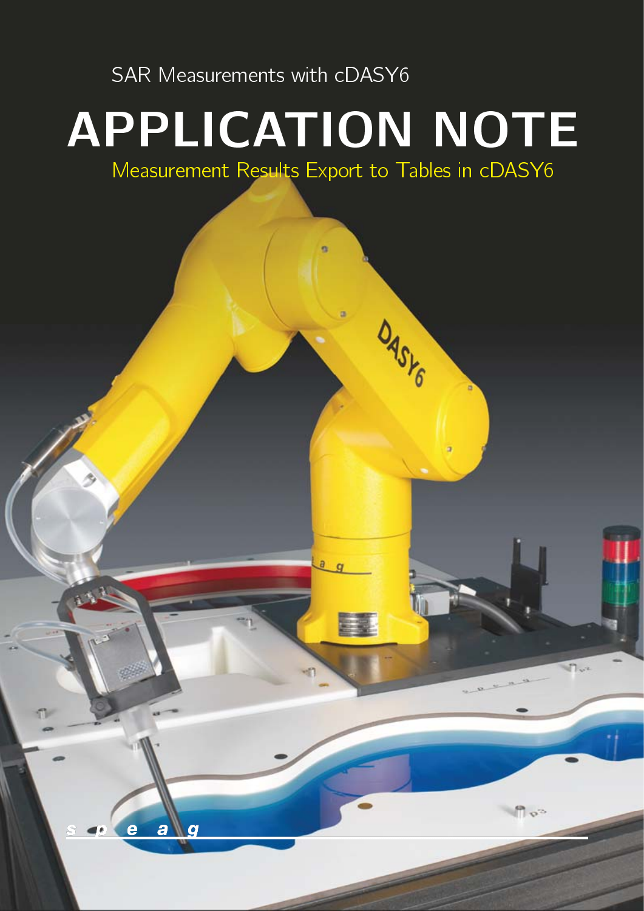SAR Measurements with cDASY6

# APPLICATION NOTE

## Measurement Results Export to Tables in cDASY6

s p e a g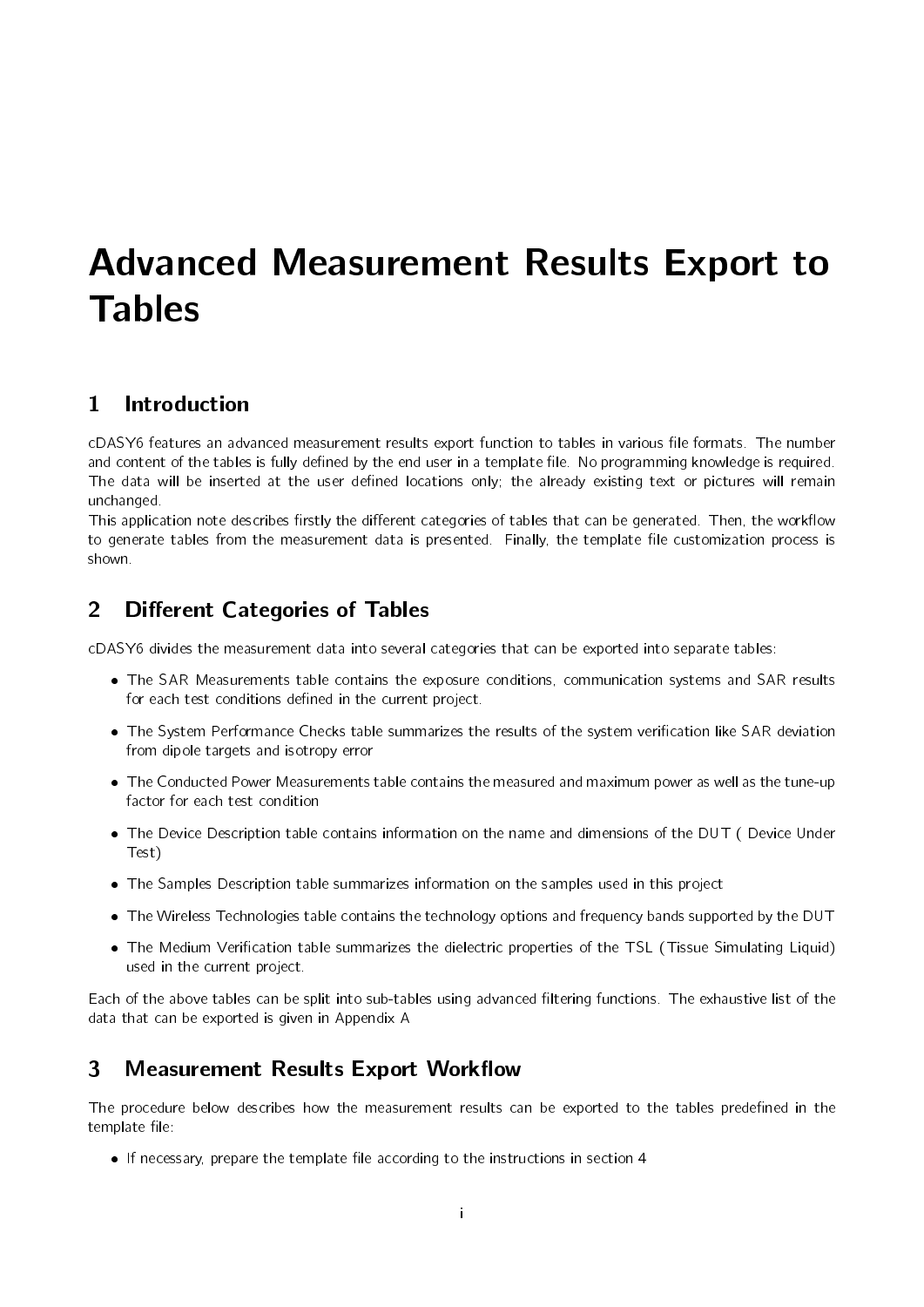# Advanced Measurement Results Export to Tables

## 1 Introduction

cDASY6 features an advanced measurement results export function to tables in various file formats. The number and content of the tables is fully defined by the end user in a template file. No programming knowledge is required. The data will be inserted at the user defined locations only; the already existing text or pictures will remain unchanged.

This application note describes firstly the different categories of tables that can be generated. Then, the workflow to generate tables from the measurement data is presented. Finally, the template file customization process is shown.

## 2 Different Categories of Tables

cDASY6 divides the measurement data into several categories that can be exported into separate tables:

- The SAR Measurements table contains the exposure conditions, communication systems and SAR results for each test conditions defined in the current project.
- The System Performance Checks table summarizes the results of the system verification like SAR deviation from dipole targets and isotropy error
- The Conducted Power Measurements table contains the measured and maximum power as well as the tune-up factor for each test condition
- The Device Description table contains information on the name and dimensions of the DUT ( Device Under Test)
- The Samples Description table summarizes information on the samples used in this project
- The Wireless Technologies table contains the technology options and frequency bands supported by the DUT
- The Medium Verification table summarizes the dielectric properties of the TSL (Tissue Simulating Liquid) used in the current project.

Each of the above tables can be split into sub-tables using advanced filtering functions. The exhaustive list of the data that can be exported is given in Appendix A

## 3 Measurement Results Export Workflow

The procedure below describes how the measurement results can be exported to the tables predefined in the template file:

- If necessary, prepare the template file according to the instructions in section 4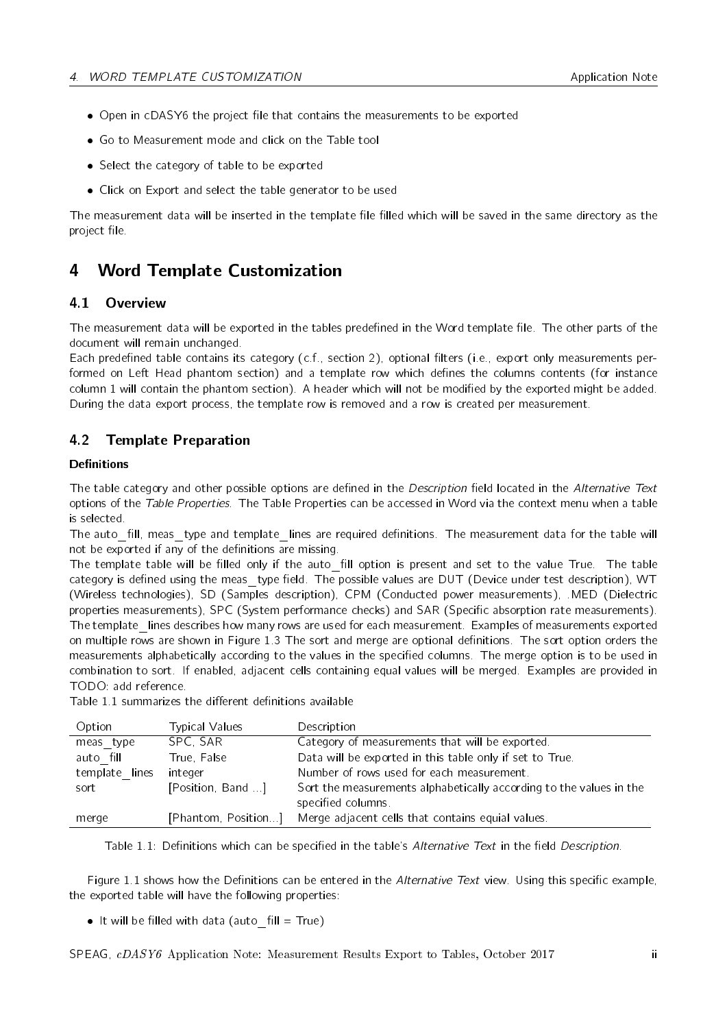- Open in cDASY6 the project file that contains the measurements to be exported
- Go to Measurement mode and click on the Table tool
- Select the category of table to be exported
- Click on Export and select the table generator to be used

The measurement data will be inserted in the template file filled which will be saved in the same directory as the project file.

# 4 Word Template Customization

## 4.1 Overview

The measurement data will be exported in the tables predefined in the Word template file. The other parts of the document will remain unchanged.

Each predefined table contains its category (c.f., section 2), optional filters (i.e., export only measurements performed on Left Head phantom section) and a template row which defines the columns contents (for instance column 1 will contain the phantom section). A header which will not be modified by the exported might be added. During the data export process, the template row is removed and a row is created per measurement.

## 4.2 Template Preparation

**Definitions**

The table category and other possible options are defined in the *Description* field located in the *Alternative Text* options of the *Table Properties*. The Table Properties can be accessed in Word via the context menu when a table is selected.

The auto_fill, meas_type and template_lines are required definitions. The measurement data for the table will not be exported if any of the definitions are missing.

The template table will be filled only if the auto_fill option is present and set to the value True. The table category is defined using the meas_type field. The possible values are DUT (Device under test description), WT (Wireless technologies), SD (Samples description), CPM (Conducted power measurements), .MED (Dielectric properties measurements), SPC (System performance checks) and SAR (Specific absorption rate measurements). The template_lines describes how many rows are used for each measurement. Examples of measurements exported on multiple rows are shown in Figure 1.3 The sort and merge are optional definitions. The sort option orders the measurements alphabetically according to the values in the specified columns. The merge option is to be used in combination to sort. If enabled, adjacent cells containing equal values will be merged. Examples are provided in TODO: add reference.

Table 1.1 summarizes the different definitions available

| Option | Typical Values | Description |
| --- | --- | --- |
| meas_type | SPC, SAR | Category of measurements that will be exported. |
| auto_fill | True, False | Data will be exported in this table only if set to True. |
| template_lines | integer | Number of rows used for each measurement. |
| sort | [Position, Band ...] | Sort the measurements alphabetically according to the values in the specified columns. |
| merge | [Phantom, Position...] | Merge adjacent cells that contains equial values. |

Table 1.1: Definitions which can be specified in the table's *Alternative Text* in the field *Description*.

Figure 1.1 shows how the Definitions can be entered in the *Alternative Text* view. Using this specific example, the exported table will have the following properties:

- It will be filled with data (auto_fill = True)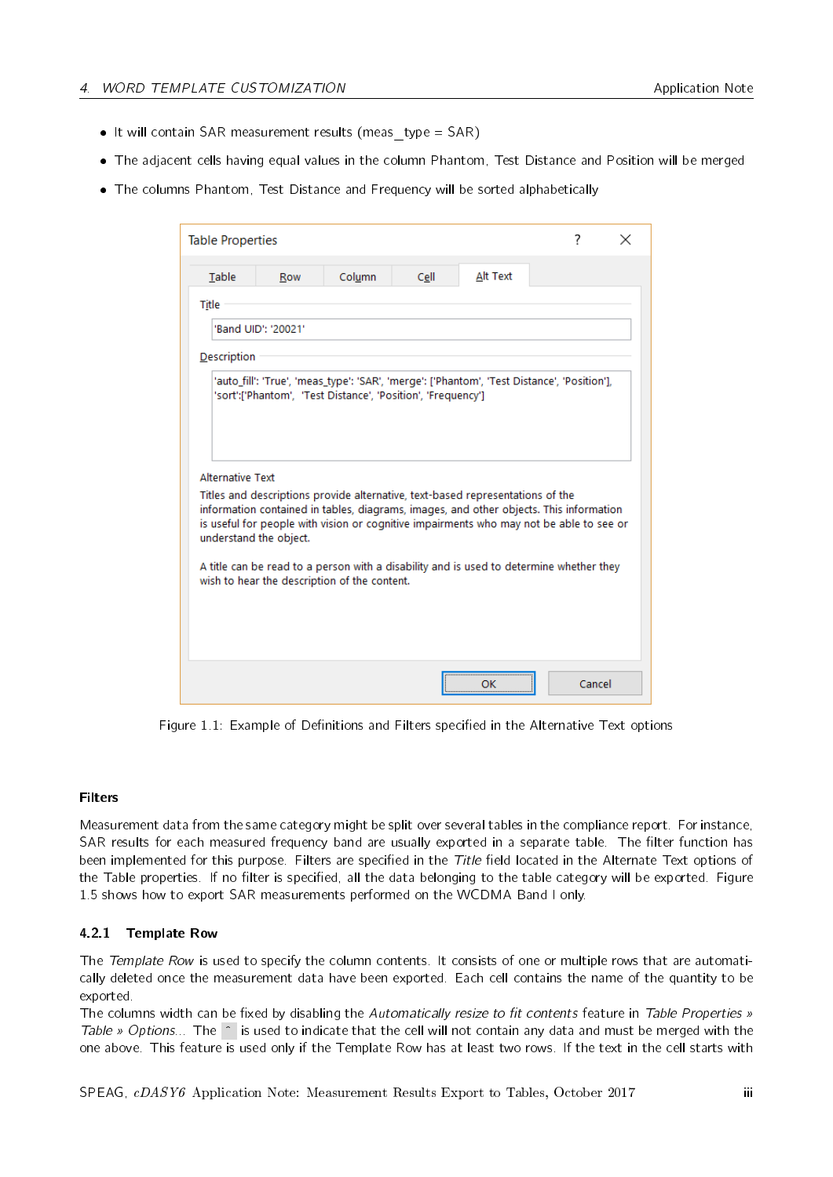- It will contain SAR measurement results (meas_type = SAR)
- The adjacent cells having equal values in the column Phantom, Test Distance and Position will be merged
- The columns Phantom, Test Distance and Frequency will be sorted alphabetically

Table Properties

Table | Row | Column | Cell | Alt Text

Title

'Band UID': '20021'

Description

'auto_fill': 'True', 'meas_type': 'SAR', 'merge': ['Phantom', 'Test Distance', 'Position'], 'sort':['Phantom', 'Test Distance', 'Position', 'Frequency']

Alternative Text

Titles and descriptions provide alternative, text-based representations of the information contained in tables, diagrams, images, and other objects. This information is useful for people with vision or cognitive impairments who may not be able to see or understand the object.

A title can be read to a person with a disability and is used to determine whether they wish to hear the description of the content.

OK | Cancel

Figure 1.1: Example of Definitions and Filters specified in the Alternative Text options

#### Filters

Measurement data from the same category might be split over several tables in the compliance report. For instance, SAR results for each measured frequency band are usually exported in a separate table. The filter function has been implemented for this purpose. Filters are specified in the *Title* field located in the Alternate Text options of the Table properties. If no filter is specified, all the data belonging to the table category will be exported. Figure 1.5 shows how to export SAR measurements performed on the WCDMA Band I only.

### 4.2.1 Template Row

The *Template Row* is used to specify the column contents. It consists of one or multiple rows that are automatically deleted once the measurement data have been exported. Each cell contains the name of the quantity to be exported.
The columns width can be fixed by disabling the *Automatically resize to fit contents* feature in *Table Properties » Table » Options...* The ^ is used to indicate that the cell will not contain any data and must be merged with the one above. This feature is used only if the Template Row has at least two rows. If the text in the cell starts with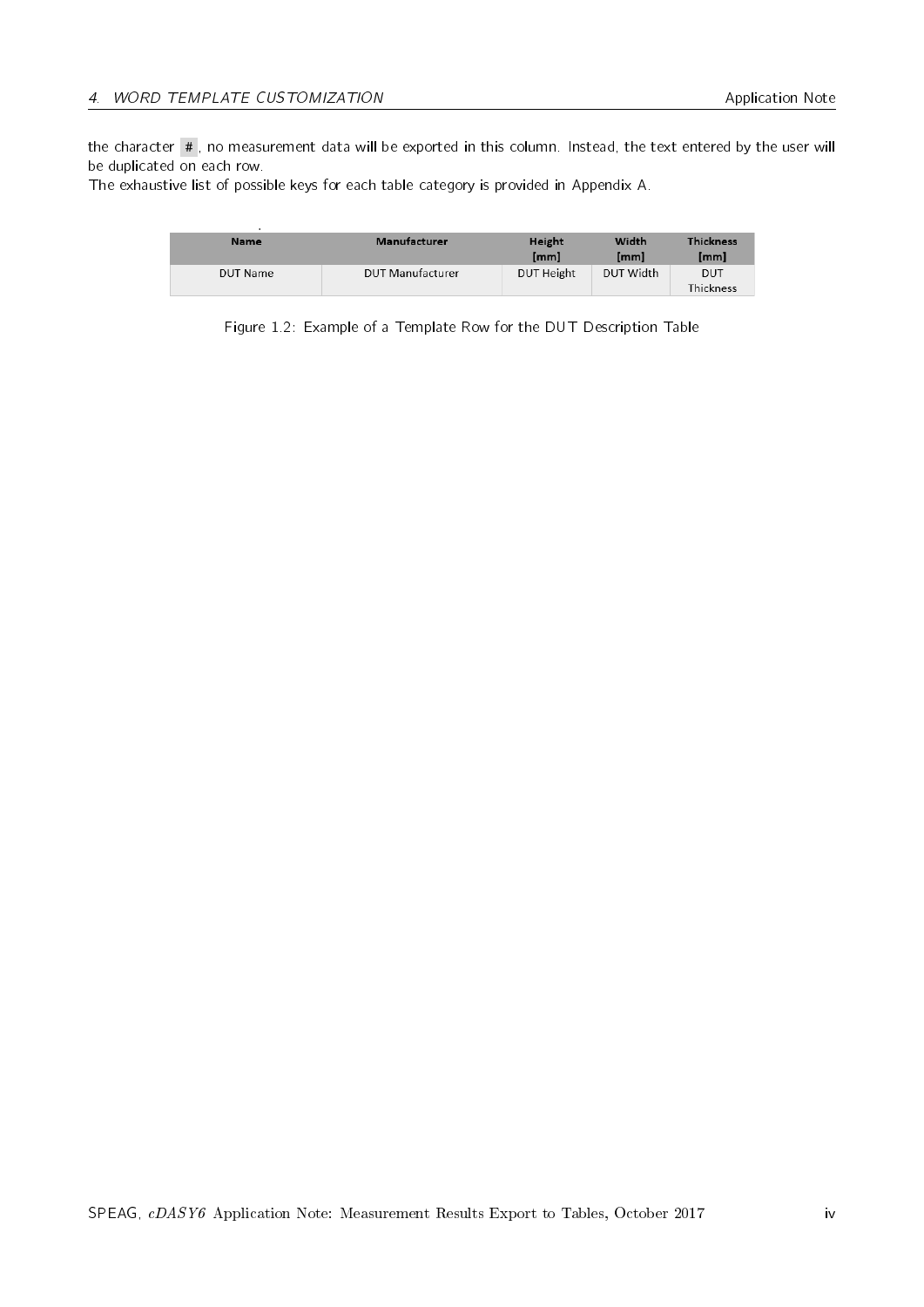the character #, no measurement data will be exported in this column. Instead, the text entered by the user will be duplicated on each row.
The exhaustive list of possible keys for each table category is provided in Appendix A.

| Name | Manufacturer | Height [mm] | Width [mm] | Thickness [mm] |
|---|---|---|---|---|
| DUT Name | DUT Manufacturer | DUT Height | DUT Width | DUT Thickness |

Figure 1.2: Example of a Template Row for the DUT Description Table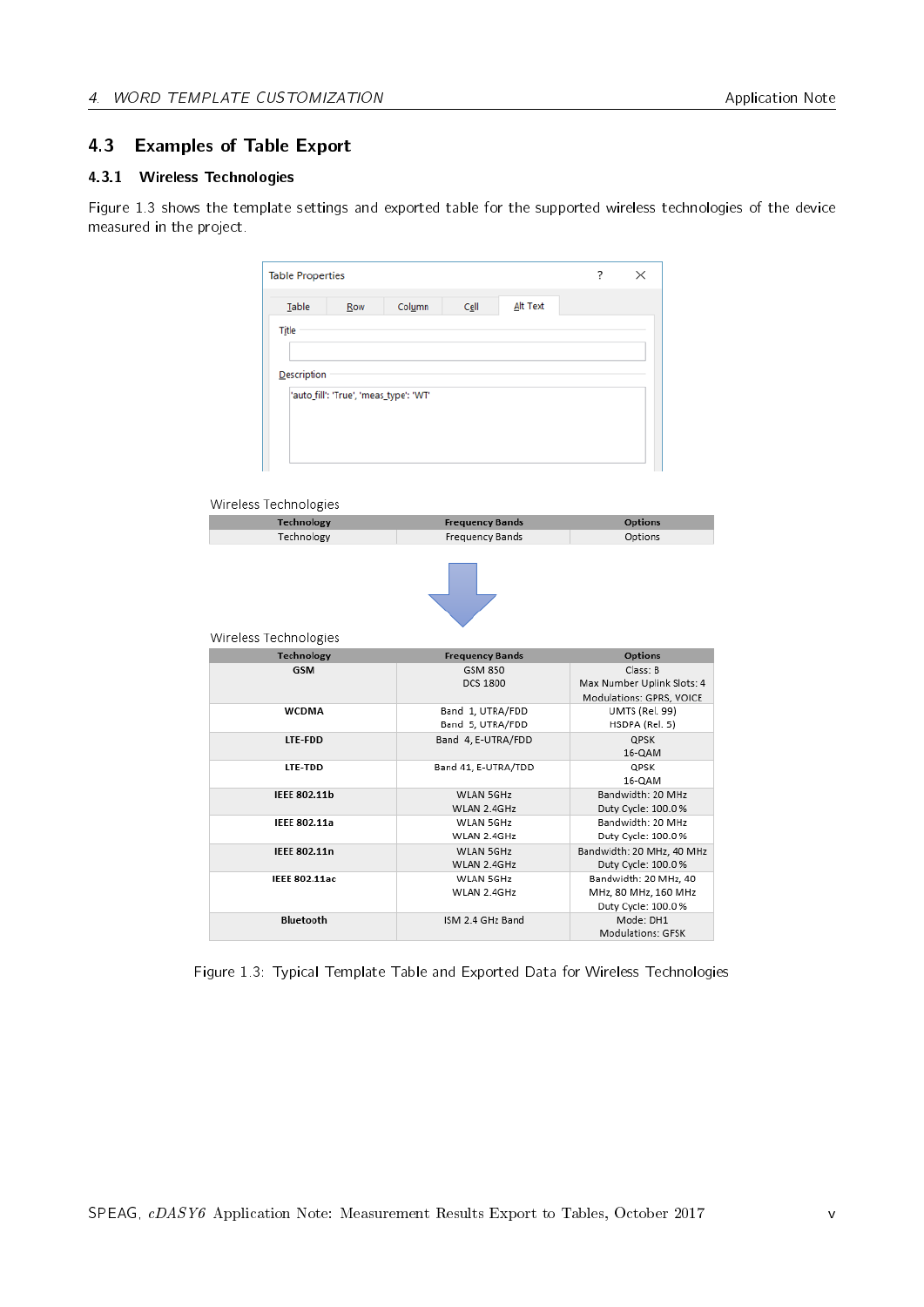## 4.3 Examples of Table Export

### 4.3.1 Wireless Technologies

Figure 1.3 shows the template settings and exported table for the supported wireless technologies of the device measured in the project.

Table Properties

Table | Row | Column | Cell | Alt Text

Title

Description

'auto_fill': 'True', 'meas_type': 'WT'

Wireless Technologies

| Technology | Frequency Bands | Options |
|---|---|---|
| Technology | Frequency Bands | Options |

Wireless Technologies

| Technology | Frequency Bands | Options |
|---|---|---|
| **GSM** | GSM 850<br>DCS 1800 | Class: B<br>Max Number Uplink Slots: 4<br>Modulations: GPRS, VOICE |
| **WCDMA** | Band 1, UTRA/FDD<br>Band 5, UTRA/FDD | UMTS (Rel. 99)<br>HSDPA (Rel. 5) |
| **LTE-FDD** | Band 4, E-UTRA/FDD | QPSK<br>16-QAM |
| **LTE-TDD** | Band 41, E-UTRA/TDD | QPSK<br>16-QAM |
| **IEEE 802.11b** | WLAN 5GHz<br>WLAN 2.4GHz | Bandwidth: 20 MHz<br>Duty Cycle: 100.0 % |
| **IEEE 802.11a** | WLAN 5GHz<br>WLAN 2.4GHz | Bandwidth: 20 MHz<br>Duty Cycle: 100.0 % |
| **IEEE 802.11n** | WLAN 5GHz<br>WLAN 2.4GHz | Bandwidth: 20 MHz, 40 MHz<br>Duty Cycle: 100.0 % |
| **IEEE 802.11ac** | WLAN 5GHz<br>WLAN 2.4GHz | Bandwidth: 20 MHz, 40 MHz, 80 MHz, 160 MHz<br>Duty Cycle: 100.0 % |
| **Bluetooth** | ISM 2.4 GHz Band | Mode: DH1<br>Modulations: GFSK |

Figure 1.3: Typical Template Table and Exported Data for Wireless Technologies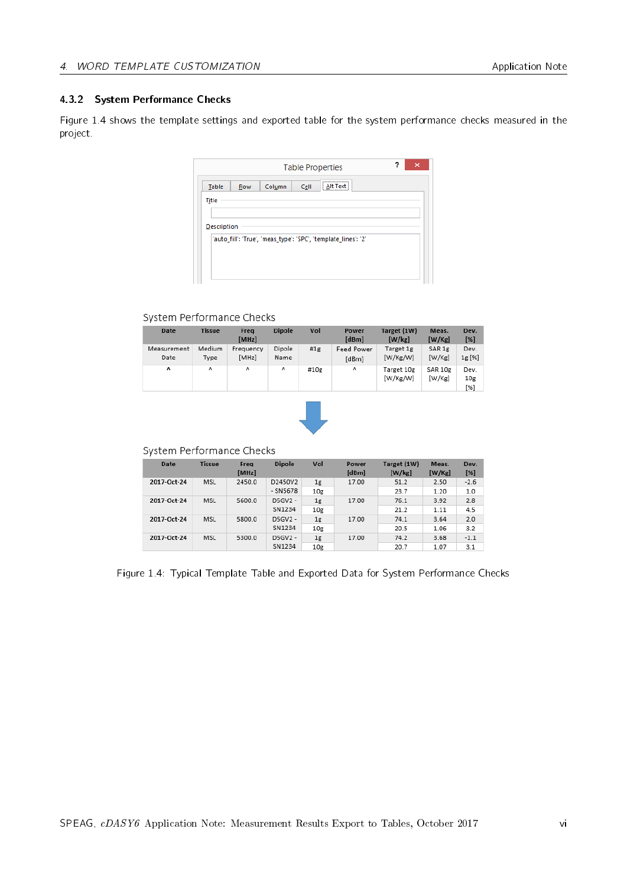### 4.3.2 System Performance Checks

Figure 1.4 shows the template settings and exported table for the system performance checks measured in the project.

Table Properties

Table | Row | Column | Cell | Alt Text

Title

Description

'auto_fill': 'True', 'meas_type': 'SPC', 'template_lines': '2'

System Performance Checks

| Date | Tissue | Freq [MHz] | Dipole | Vol | Power [dBm] | Target (1W) [W/kg] | Meas. [W/Kg] | Dev. [%] |
|---|---|---|---|---|---|---|---|---|
| Measurement Date | Medium Type | Frequency [MHz] | Dipole Name | #1g | Feed Power [dBm] | Target 1g [W/Kg/W] | SAR 1g [W/Kg] | Dev. 1g [%] |
| ^ | ^ | ^ | ^ | #10g | ^ | Target 10g [W/Kg/W] | SAR 10g [W/Kg] | Dev. 10g [%] |

System Performance Checks

| Date | Tissue | Freq [MHz] | Dipole | Vol | Power [dBm] | Target (1W) [W/kg] | Meas. [W/Kg] | Dev. [%] |
|---|---|---|---|---|---|---|---|---|
| **2017-Oct-24** | MSL | 2450.0 | D2450V2 - SN5678 | 1g | 17.00 | 51.2 | 2.50 | -2.6 |
| | | | | 10g | | 23.7 | 1.20 | 1.0 |
| **2017-Oct-24** | MSL | 5600.0 | D5GV2 - SN1234 | 1g | 17.00 | 76.1 | 3.92 | 2.8 |
| | | | | 10g | | 21.2 | 1.11 | 4.5 |
| **2017-Oct-24** | MSL | 5800.0 | D5GV2 - SN1234 | 1g | 17.00 | 74.1 | 3.64 | 2.0 |
| | | | | 10g | | 20.5 | 1.06 | 3.2 |
| **2017-Oct-24** | MSL | 5300.0 | D5GV2 - SN1234 | 1g | 17.00 | 74.2 | 3.68 | -1.1 |
| | | | | 10g | | 20.7 | 1.07 | 3.1 |

Figure 1.4: Typical Template Table and Exported Data for System Performance Checks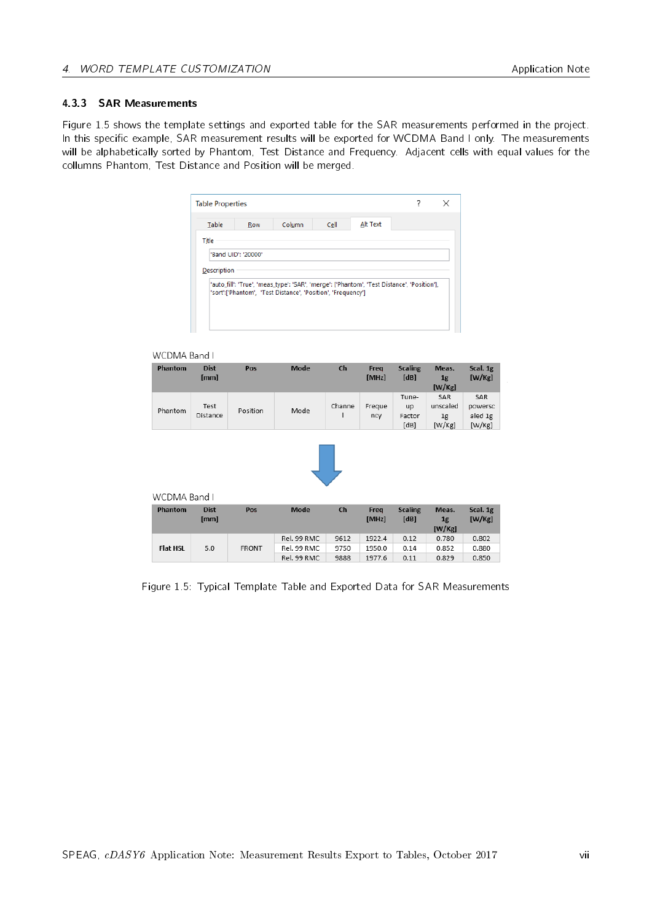### 4.3.3 SAR Measurements

Figure 1.5 shows the template settings and exported table for the SAR measurements performed in the project. In this specific example, SAR measurement results will be exported for WCDMA Band I only. The measurements will be alphabetically sorted by Phantom, Test Distance and Frequency. Adjacent cells with equal values for the collumns Phantom, Test Distance and Position will be merged.

Table Properties

Table | Row | Column | Cell | Alt Text

Title

'Band UID': '20000'

Description

'auto_fill': 'True', 'meas_type': 'SAR', 'merge': ['Phantom', 'Test Distance', 'Position'], 'sort':['Phantom', 'Test Distance', 'Position', 'Frequency']

WCDMA Band I

| Phantom | Dist [mm] | Pos | Mode | Ch | Freq [MHz] | Scaling [dB] | Meas. 1g [W/Kg] | Scal. 1g [W/Kg] |
|---|---|---|---|---|---|---|---|---|
| Phantom | Test Distance | Position | Mode | Channel | Frequency | Tune-up Factor [dB] | SAR unscaled 1g [W/Kg] | SAR powerscaled 1g [W/Kg] |

WCDMA Band I

| Phantom | Dist [mm] | Pos | Mode | Ch | Freq [MHz] | Scaling [dB] | Meas. 1g [W/Kg] | Scal. 1g [W/Kg] |
|---|---|---|---|---|---|---|---|---|
| **Flat HSL** | 5.0 | FRONT | Rel. 99 RMC | 9612 | 1922.4 | 0.12 | 0.780 | 0.802 |
| | | | Rel. 99 RMC | 9750 | 1950.0 | 0.14 | 0.852 | 0.880 |
| | | | Rel. 99 RMC | 9888 | 1977.6 | 0.11 | 0.829 | 0.850 |

Figure 1.5: Typical Template Table and Exported Data for SAR Measurements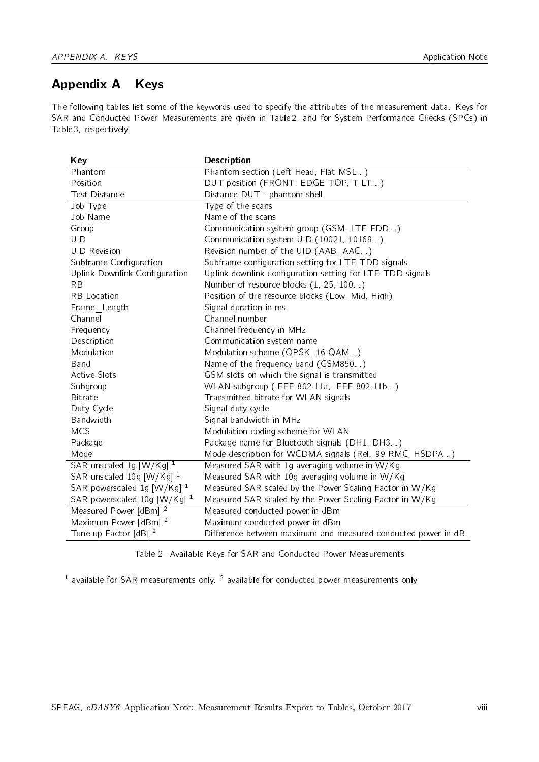# Appendix A Keys

The following tables list some of the keywords used to specify the attributes of the measurement data. Keys for SAR and Conducted Power Measurements are given in Table2, and for System Performance Checks (SPCs) in Table3, respectively.

| Key | Description |
|---|---|
| Phantom | Phantom section (Left Head, Flat MSL...) |
| Position | DUT position (FRONT, EDGE TOP, TILT...) |
| Test Distance | Distance DUT - phantom shell |
| Job Type | Type of the scans |
| Job Name | Name of the scans |
| Group | Communication system group (GSM, LTE-FDD...) |
| UID | Communication system UID (10021, 10169...) |
| UID Revision | Revision number of the UID (AAB, AAC...) |
| Subframe Configuration | Subframe configuration setting for LTE-TDD signals |
| Uplink Downlink Configuration | Uplink downlink configuration setting for LTE-TDD signals |
| RB | Number of resource blocks (1, 25, 100...) |
| RB Location | Position of the resource blocks (Low, Mid, High) |
| Frame_Length | Signal duration in ms |
| Channel | Channel number |
| Frequency | Channel frequency in MHz |
| Description | Communication system name |
| Modulation | Modulation scheme (QPSK, 16-QAM...) |
| Band | Name of the frequency band (GSM850...) |
| Active Slots | GSM slots on which the signal is transmitted |
| Subgroup | WLAN subgroup (IEEE 802.11a, IEEE 802.11b...) |
| Bitrate | Transmitted bitrate for WLAN signals |
| Duty Cycle | Signal duty cycle |
| Bandwidth | Signal bandwidth in MHz |
| MCS | Modulation coding scheme for WLAN |
| Package | Package name for Bluetooth signals (DH1, DH3...) |
| Mode | Mode description for WCDMA signals (Rel. 99 RMC, HSDPA...) |
| SAR unscaled 1g [W/Kg] [1] | Measured SAR with 1g averaging volume in W/Kg |
| SAR unscaled 10g [W/Kg] [1] | Measured SAR with 10g averaging volume in W/Kg |
| SAR powerscaled 1g [W/Kg] [1] | Measured SAR scaled by the Power Scaling Factor in W/Kg |
| SAR powerscaled 10g [W/Kg] [1] | Measured SAR scaled by the Power Scaling Factor in W/Kg |
| Measured Power [dBm] [2] | Measured conducted power in dBm |
| Maximum Power [dBm] [2] | Maximum conducted power in dBm |
| Tune-up Factor [dB] [2] | Difference between maximum and measured conducted power in dB |

Table 2: Available Keys for SAR and Conducted Power Measurements

[1] available for SAR measurements only. [2] available for conducted power measurements only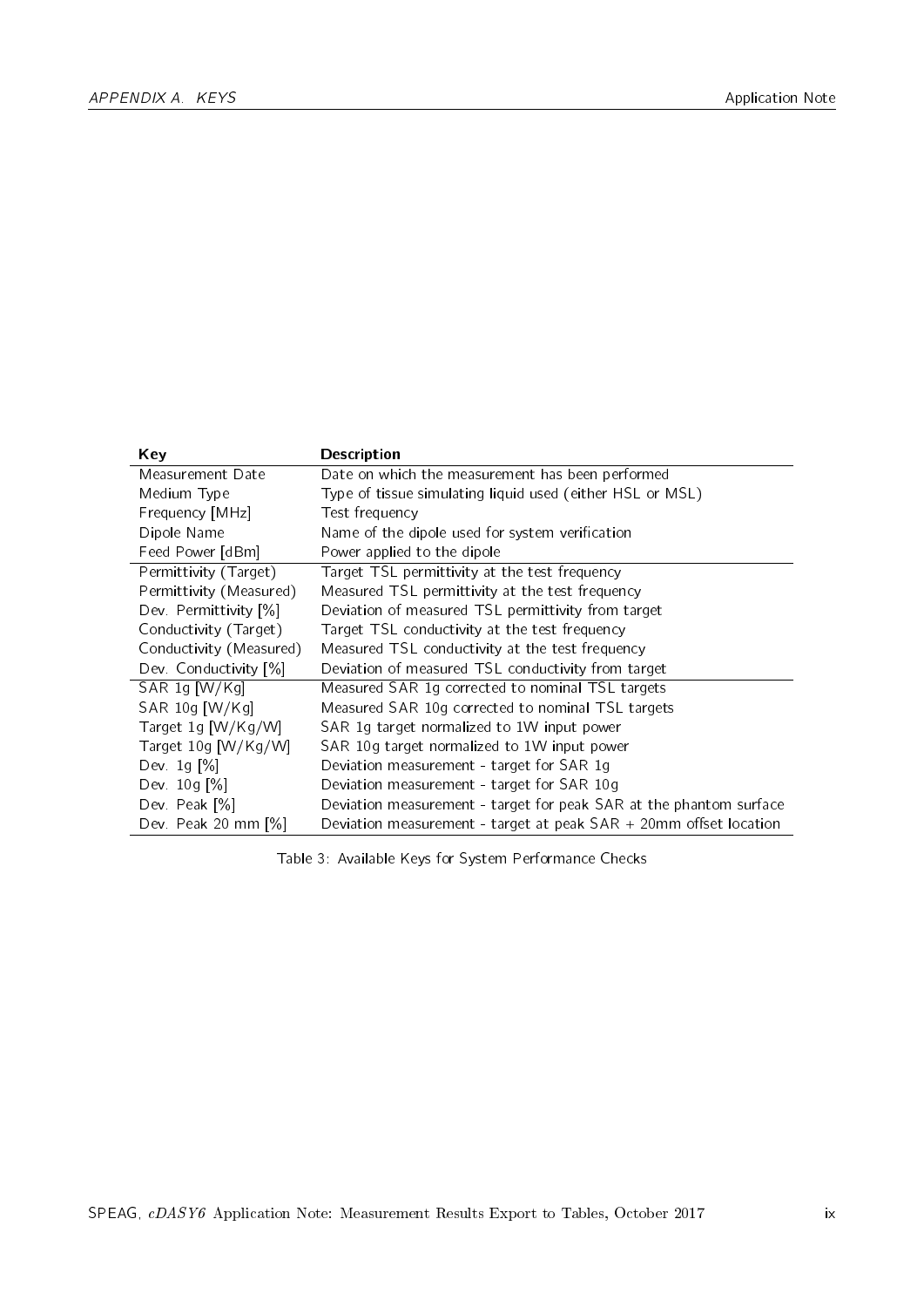| Key | Description |
|---|---|
| Measurement Date | Date on which the measurement has been performed |
| Medium Type | Type of tissue simulating liquid used (either HSL or MSL) |
| Frequency [MHz] | Test frequency |
| Dipole Name | Name of the dipole used for system verification |
| Feed Power [dBm] | Power applied to the dipole |
| Permittivity (Target) | Target TSL permittivity at the test frequency |
| Permittivity (Measured) | Measured TSL permittivity at the test frequency |
| Dev. Permittivity [%] | Deviation of measured TSL permittivity from target |
| Conductivity (Target) | Target TSL conductivity at the test frequency |
| Conductivity (Measured) | Measured TSL conductivity at the test frequency |
| Dev. Conductivity [%] | Deviation of measured TSL conductivity from target |
| SAR 1g [W/Kg] | Measured SAR 1g corrected to nominal TSL targets |
| SAR 10g [W/Kg] | Measured SAR 10g corrected to nominal TSL targets |
| Target 1g [W/Kg/W] | SAR 1g target normalized to 1W input power |
| Target 10g [W/Kg/W] | SAR 10g target normalized to 1W input power |
| Dev. 1g [%] | Deviation measurement - target for SAR 1g |
| Dev. 10g [%] | Deviation measurement - target for SAR 10g |
| Dev. Peak [%] | Deviation measurement - target for peak SAR at the phantom surface |
| Dev. Peak 20 mm [%] | Deviation measurement - target at peak SAR + 20mm offset location |

Table 3: Available Keys for System Performance Checks